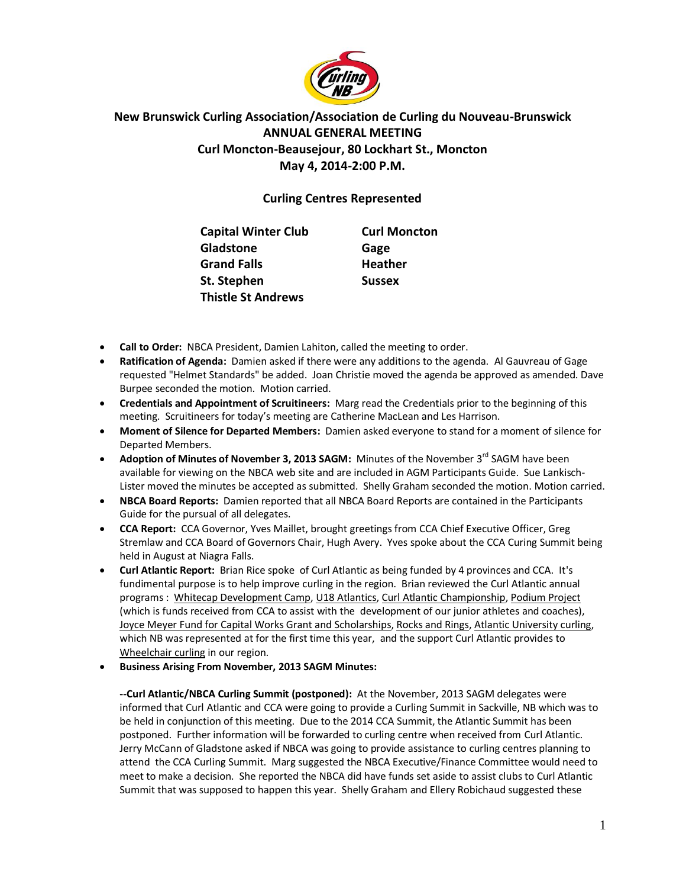# New Brunswick Curling Association/Association de Curling du Nouveau-Brunswick
## ANNUAL GENERAL MEETING
## Curl Moncton-Beausejour, 80 Lockhart St., Moncton
## May 4, 2014-2:00 P.M.

### Curling Centres Represented

| | |
|---|---|
| **Capital Winter Club** | **Curl Moncton** |
| **Gladstone** | **Gage** |
| **Grand Falls** | **Heather** |
| **St. Stephen** | **Sussex** |
| **Thistle St Andrews** | |

- **Call to Order:** NBCA President, Damien Lahiton, called the meeting to order.
- **Ratification of Agenda:** Damien asked if there were any additions to the agenda. Al Gauvreau of Gage requested "Helmet Standards" be added. Joan Christie moved the agenda be approved as amended. Dave Burpee seconded the motion. Motion carried.
- **Credentials and Appointment of Scruitineers:** Marg read the Credentials prior to the beginning of this meeting. Scruitineers for today's meeting are Catherine MacLean and Les Harrison.
- **Moment of Silence for Departed Members:** Damien asked everyone to stand for a moment of silence for Departed Members.
- **Adoption of Minutes of November 3, 2013 SAGM:** Minutes of the November 3rd SAGM have been available for viewing on the NBCA web site and are included in AGM Participants Guide. Sue Lankisch-Lister moved the minutes be accepted as submitted. Shelly Graham seconded the motion. Motion carried.
- **NBCA Board Reports:** Damien reported that all NBCA Board Reports are contained in the Participants Guide for the pursual of all delegates.
- **CCA Report:** CCA Governor, Yves Maillet, brought greetings from CCA Chief Executive Officer, Greg Stremlaw and CCA Board of Governors Chair, Hugh Avery. Yves spoke about the CCA Curing Summit being held in August at Niagra Falls.
- **Curl Atlantic Report:** Brian Rice spoke of Curl Atlantic as being funded by 4 provinces and CCA. It's fundimental purpose is to help improve curling in the region. Brian reviewed the Curl Atlantic annual programs : Whitecap Development Camp, U18 Atlantics, Curl Atlantic Championship, Podium Project (which is funds received from CCA to assist with the development of our junior athletes and coaches), Joyce Meyer Fund for Capital Works Grant and Scholarships, Rocks and Rings, Atlantic University curling, which NB was represented at for the first time this year, and the support Curl Atlantic provides to Wheelchair curling in our region.
- **Business Arising From November, 2013 SAGM Minutes:**

  **--Curl Atlantic/NBCA Curling Summit (postponed):** At the November, 2013 SAGM delegates were informed that Curl Atlantic and CCA were going to provide a Curling Summit in Sackville, NB which was to be held in conjunction of this meeting. Due to the 2014 CCA Summit, the Atlantic Summit has been postponed. Further information will be forwarded to curling centre when received from Curl Atlantic. Jerry McCann of Gladstone asked if NBCA was going to provide assistance to curling centres planning to attend the CCA Curling Summit. Marg suggested the NBCA Executive/Finance Committee would need to meet to make a decision. She reported the NBCA did have funds set aside to assist clubs to Curl Atlantic Summit that was supposed to happen this year. Shelly Graham and Ellery Robichaud suggested these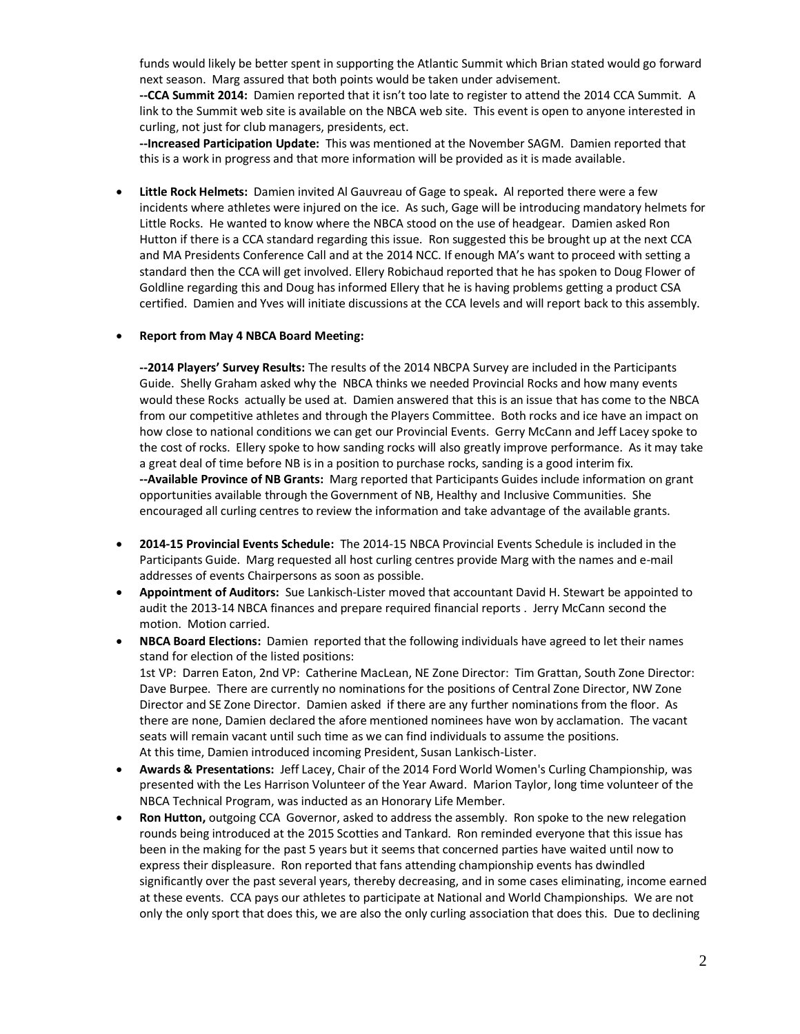funds would likely be better spent in supporting the Atlantic Summit which Brian stated would go forward next season. Marg assured that both points would be taken under advisement.

**--CCA Summit 2014:** Damien reported that it isn't too late to register to attend the 2014 CCA Summit. A link to the Summit web site is available on the NBCA web site. This event is open to anyone interested in curling, not just for club managers, presidents, ect.

**--Increased Participation Update:** This was mentioned at the November SAGM. Damien reported that this is a work in progress and that more information will be provided as it is made available.

- **Little Rock Helmets:** Damien invited Al Gauvreau of Gage to speak**.** Al reported there were a few incidents where athletes were injured on the ice. As such, Gage will be introducing mandatory helmets for Little Rocks. He wanted to know where the NBCA stood on the use of headgear. Damien asked Ron Hutton if there is a CCA standard regarding this issue. Ron suggested this be brought up at the next CCA and MA Presidents Conference Call and at the 2014 NCC. If enough MA's want to proceed with setting a standard then the CCA will get involved. Ellery Robichaud reported that he has spoken to Doug Flower of Goldline regarding this and Doug has informed Ellery that he is having problems getting a product CSA certified. Damien and Yves will initiate discussions at the CCA levels and will report back to this assembly.

- **Report from May 4 NBCA Board Meeting:**

  **--2014 Players' Survey Results:** The results of the 2014 NBCPA Survey are included in the Participants Guide. Shelly Graham asked why the NBCA thinks we needed Provincial Rocks and how many events would these Rocks actually be used at. Damien answered that this is an issue that has come to the NBCA from our competitive athletes and through the Players Committee. Both rocks and ice have an impact on how close to national conditions we can get our Provincial Events. Gerry McCann and Jeff Lacey spoke to the cost of rocks. Ellery spoke to how sanding rocks will also greatly improve performance. As it may take a great deal of time before NB is in a position to purchase rocks, sanding is a good interim fix.

  **--Available Province of NB Grants:** Marg reported that Participants Guides include information on grant opportunities available through the Government of NB, Healthy and Inclusive Communities. She encouraged all curling centres to review the information and take advantage of the available grants.

- **2014-15 Provincial Events Schedule:** The 2014-15 NBCA Provincial Events Schedule is included in the Participants Guide. Marg requested all host curling centres provide Marg with the names and e-mail addresses of events Chairpersons as soon as possible.
- **Appointment of Auditors:** Sue Lankisch-Lister moved that accountant David H. Stewart be appointed to audit the 2013-14 NBCA finances and prepare required financial reports . Jerry McCann second the motion. Motion carried.
- **NBCA Board Elections:** Damien reported that the following individuals have agreed to let their names stand for election of the listed positions:
  1st VP: Darren Eaton, 2nd VP: Catherine MacLean, NE Zone Director: Tim Grattan, South Zone Director: Dave Burpee. There are currently no nominations for the positions of Central Zone Director, NW Zone Director and SE Zone Director. Damien asked if there are any further nominations from the floor. As there are none, Damien declared the afore mentioned nominees have won by acclamation. The vacant seats will remain vacant until such time as we can find individuals to assume the positions.
  At this time, Damien introduced incoming President, Susan Lankisch-Lister.
- **Awards & Presentations:** Jeff Lacey, Chair of the 2014 Ford World Women's Curling Championship, was presented with the Les Harrison Volunteer of the Year Award. Marion Taylor, long time volunteer of the NBCA Technical Program, was inducted as an Honorary Life Member.
- **Ron Hutton,** outgoing CCA Governor, asked to address the assembly. Ron spoke to the new relegation rounds being introduced at the 2015 Scotties and Tankard. Ron reminded everyone that this issue has been in the making for the past 5 years but it seems that concerned parties have waited until now to express their displeasure. Ron reported that fans attending championship events has dwindled significantly over the past several years, thereby decreasing, and in some cases eliminating, income earned at these events. CCA pays our athletes to participate at National and World Championships. We are not only the only sport that does this, we are also the only curling association that does this. Due to declining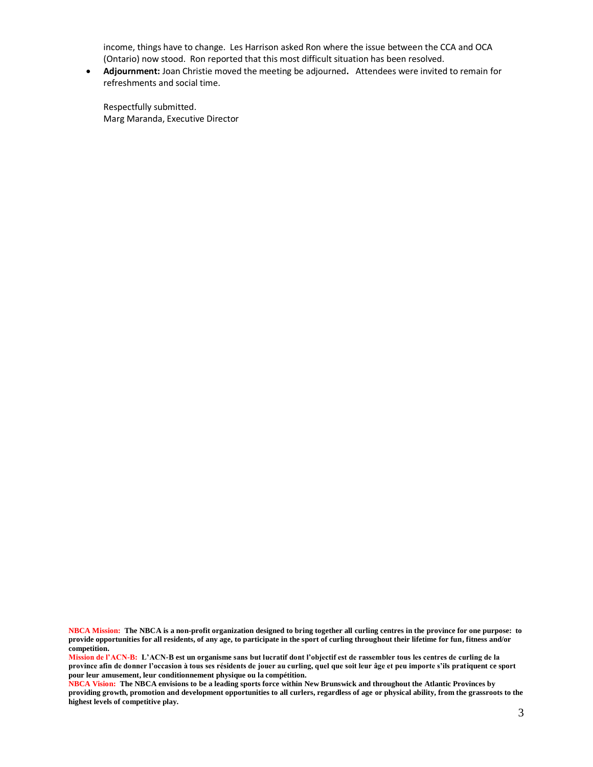income, things have to change. Les Harrison asked Ron where the issue between the CCA and OCA (Ontario) now stood. Ron reported that this most difficult situation has been resolved.

- **Adjournment:** Joan Christie moved the meeting be adjourned**.** Attendees were invited to remain for refreshments and social time.

Respectfully submitted.
Marg Maranda, Executive Director

**NBCA Mission: The NBCA is a non-profit organization designed to bring together all curling centres in the province for one purpose: to provide opportunities for all residents, of any age, to participate in the sport of curling throughout their lifetime for fun, fitness and/or competition.**
**Mission de l'ACN-B: L'ACN-B est un organisme sans but lucratif dont l'objectif est de rassembler tous les centres de curling de la province afin de donner l'occasion à tous ses résidents de jouer au curling, quel que soit leur âge et peu importe s'ils pratiquent ce sport pour leur amusement, leur conditionnement physique ou la compétition.**
**NBCA Vision: The NBCA envisions to be a leading sports force within New Brunswick and throughout the Atlantic Provinces by providing growth, promotion and development opportunities to all curlers, regardless of age or physical ability, from the grassroots to the highest levels of competitive play.**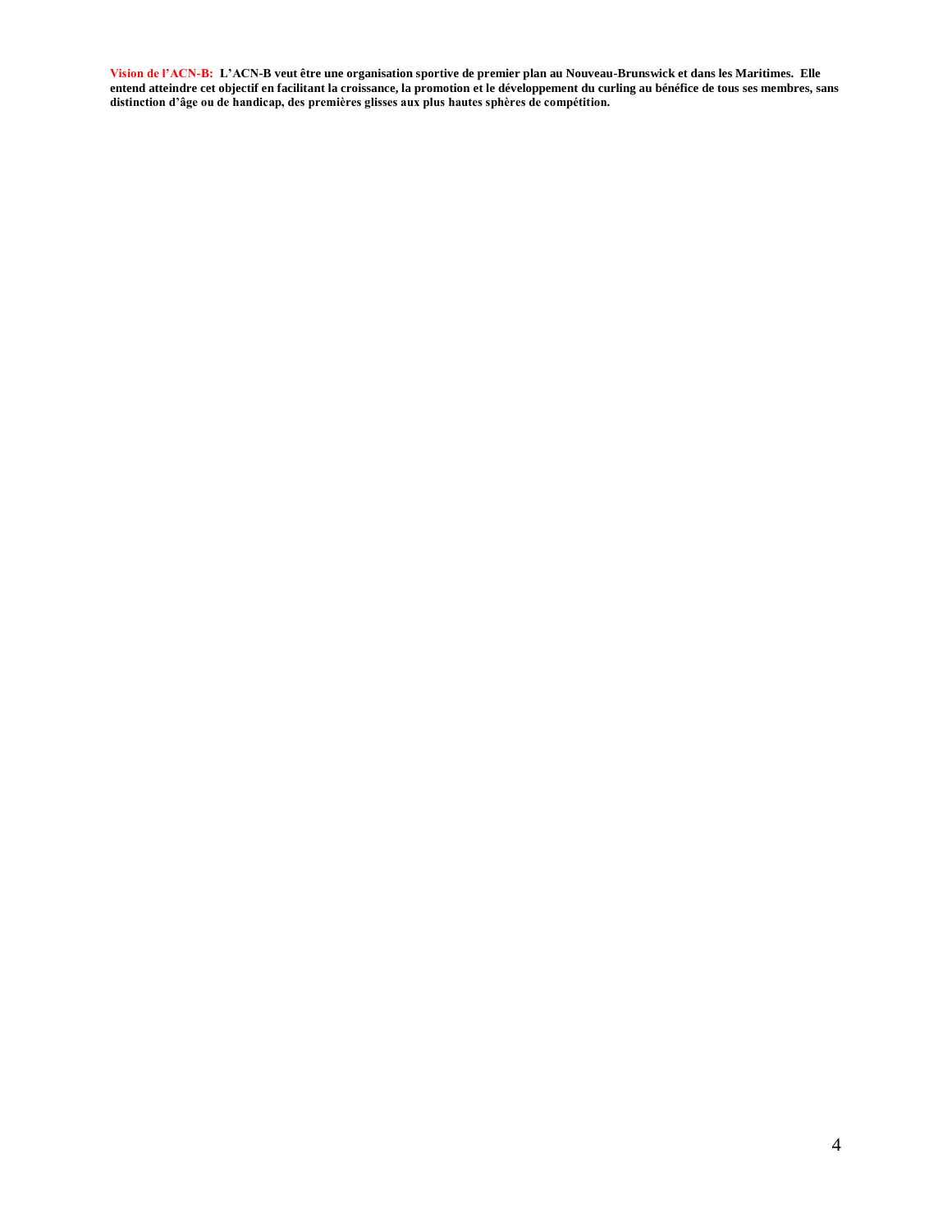**Vision de l'ACN-B:** **L'ACN-B veut être une organisation sportive de premier plan au Nouveau-Brunswick et dans les Maritimes. Elle entend atteindre cet objectif en facilitant la croissance, la promotion et le développement du curling au bénéfice de tous ses membres, sans distinction d'âge ou de handicap, des premières glisses aux plus hautes sphères de compétition.**